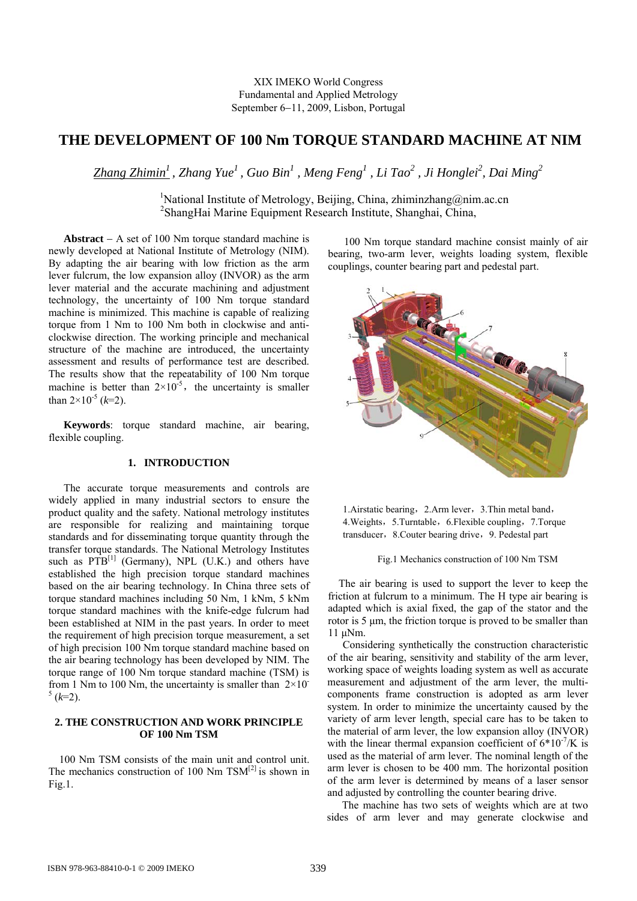XIX IMEKO World Congress
Fundamental and Applied Metrology
September 6−11, 2009, Lisbon, Portugal

# THE DEVELOPMENT OF 100 Nm TORQUE STANDARD MACHINE AT NIM

*Zhang Zhimin*[1], *Zhang Yue*[1], *Guo Bin*[1], *Meng Feng*[1], *Li Tao*[2], *Ji Honglei*[2], *Dai Ming*[2]

[1]National Institute of Metrology, Beijing, China, zhiminzhang@nim.ac.cn
[2]ShangHai Marine Equipment Research Institute, Shanghai, China,

**Abstract** – A set of 100 Nm torque standard machine is newly developed at National Institute of Metrology (NIM). By adapting the air bearing with low friction as the arm lever fulcrum, the low expansion alloy (INVOR) as the arm lever material and the accurate machining and adjustment technology, the uncertainty of 100 Nm torque standard machine is minimized. This machine is capable of realizing torque from 1 Nm to 100 Nm both in clockwise and anti-clockwise direction. The working principle and mechanical structure of the machine are introduced, the uncertainty assessment and results of performance test are described. The results show that the repeatability of 100 Nm torque machine is better than $2\times10^{-5}$, the uncertainty is smaller than $2\times10^{-5}$ ($k$=2).

**Keywords**: torque standard machine, air bearing, flexible coupling.

## 1. INTRODUCTION

The accurate torque measurements and controls are widely applied in many industrial sectors to ensure the product quality and the safety. National metrology institutes are responsible for realizing and maintaining torque standards and for disseminating torque quantity through the transfer torque standards. The National Metrology Institutes such as PTB[1] (Germany), NPL (U.K.) and others have established the high precision torque standard machines based on the air bearing technology. In China three sets of torque standard machines including 50 Nm, 1 kNm, 5 kNm torque standard machines with the knife-edge fulcrum had been established at NIM in the past years. In order to meet the requirement of high precision torque measurement, a set of high precision 100 Nm torque standard machine based on the air bearing technology has been developed by NIM. The torque range of 100 Nm torque standard machine (TSM) is from 1 Nm to 100 Nm, the uncertainty is smaller than $2\times10^{-5}$ ($k$=2).

## 2. THE CONSTRUCTION AND WORK PRINCIPLE OF 100 Nm TSM

100 Nm TSM consists of the main unit and control unit. The mechanics construction of 100 Nm TSM[2] is shown in Fig.1.

100 Nm torque standard machine consist mainly of air bearing, two-arm lever, weights loading system, flexible couplings, counter bearing part and pedestal part.

1.Airstatic bearing，2.Arm lever，3.Thin metal band，4.Weights，5.Turntable，6.Flexible coupling，7.Torque transducer，8.Couter bearing drive，9. Pedestal part

Fig.1 Mechanics construction of 100 Nm TSM

The air bearing is used to support the lever to keep the friction at fulcrum to a minimum. The H type air bearing is adapted which is axial fixed, the gap of the stator and the rotor is 5 μm, the friction torque is proved to be smaller than 11 μNm.

Considering synthetically the construction characteristic of the air bearing, sensitivity and stability of the arm lever, working space of weights loading system as well as accurate measurement and adjustment of the arm lever, the multi-components frame construction is adopted as arm lever system. In order to minimize the uncertainty caused by the variety of arm lever length, special care has to be taken to the material of arm lever, the low expansion alloy (INVOR) with the linear thermal expansion coefficient of $6*10^{-7}$/K is used as the material of arm lever. The nominal length of the arm lever is chosen to be 400 mm. The horizontal position of the arm lever is determined by means of a laser sensor and adjusted by controlling the counter bearing drive.

The machine has two sets of weights which are at two sides of arm lever and may generate clockwise and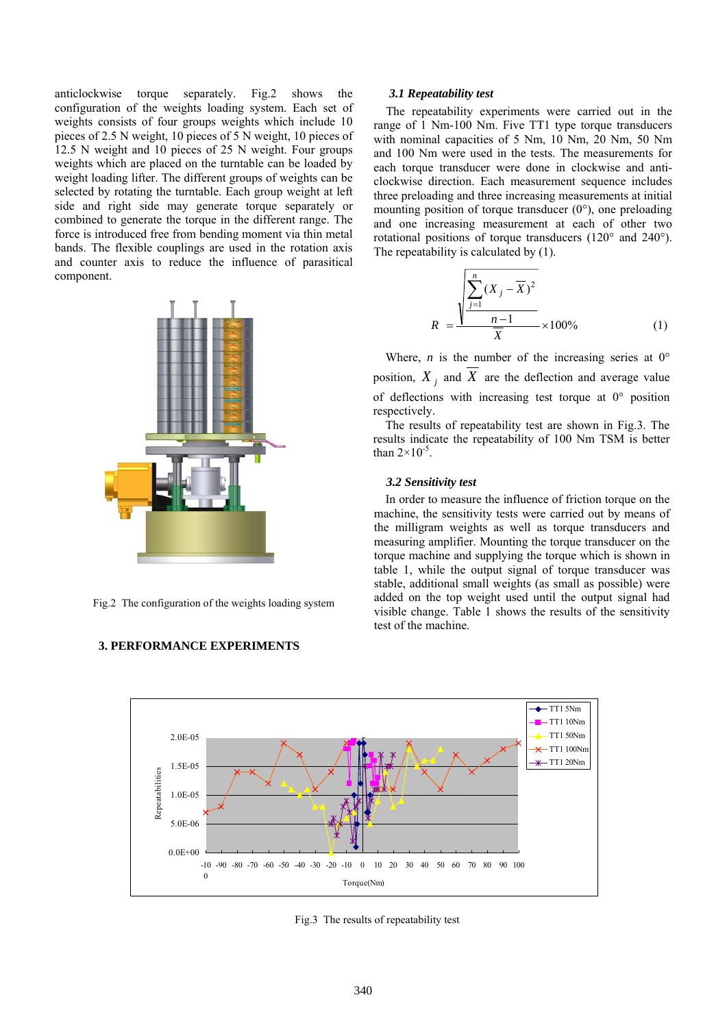anticlockwise torque separately. Fig.2 shows the configuration of the weights loading system. Each set of weights consists of four groups weights which include 10 pieces of 2.5 N weight, 10 pieces of 5 N weight, 10 pieces of 12.5 N weight and 10 pieces of 25 N weight. Four groups weights which are placed on the turntable can be loaded by weight loading lifter. The different groups of weights can be selected by rotating the turntable. Each group weight at left side and right side may generate torque separately or combined to generate the torque in the different range. The force is introduced free from bending moment via thin metal bands. The flexible couplings are used in the rotation axis and counter axis to reduce the influence of parasitical component.

Fig.2 The configuration of the weights loading system

## 3. PERFORMANCE EXPERIMENTS

### 3.1 Repeatability test

The repeatability experiments were carried out in the range of 1 Nm-100 Nm. Five TT1 type torque transducers with nominal capacities of 5 Nm, 10 Nm, 20 Nm, 50 Nm and 100 Nm were used in the tests. The measurements for each torque transducer were done in clockwise and anti-clockwise direction. Each measurement sequence includes three preloading and three increasing measurements at initial mounting position of torque transducer (0°), one preloading and one increasing measurement at each of other two rotational positions of torque transducers (120° and 240°). The repeatability is calculated by (1).

$$R = \frac{\sqrt{\dfrac{\sum_{j=1}^{n}(X_j - \overline{X})^2}{n-1}}}{\overline{X}} \times 100\% \qquad (1)$$

Where, $n$ is the number of the increasing series at 0° position, $X_j$ and $\overline{X}$ are the deflection and average value of deflections with increasing test torque at 0° position respectively.

The results of repeatability test are shown in Fig.3. The results indicate the repeatability of 100 Nm TSM is better than $2\times10^{-5}$.

### 3.2 Sensitivity test

In order to measure the influence of friction torque on the machine, the sensitivity tests were carried out by means of the milligram weights as well as torque transducers and measuring amplifier. Mounting the torque transducer on the torque machine and supplying the torque which is shown in table 1, while the output signal of torque transducer was stable, additional small weights (as small as possible) were added on the top weight used until the output signal had visible change. Table 1 shows the results of the sensitivity test of the machine.

Fig.3 The results of repeatability test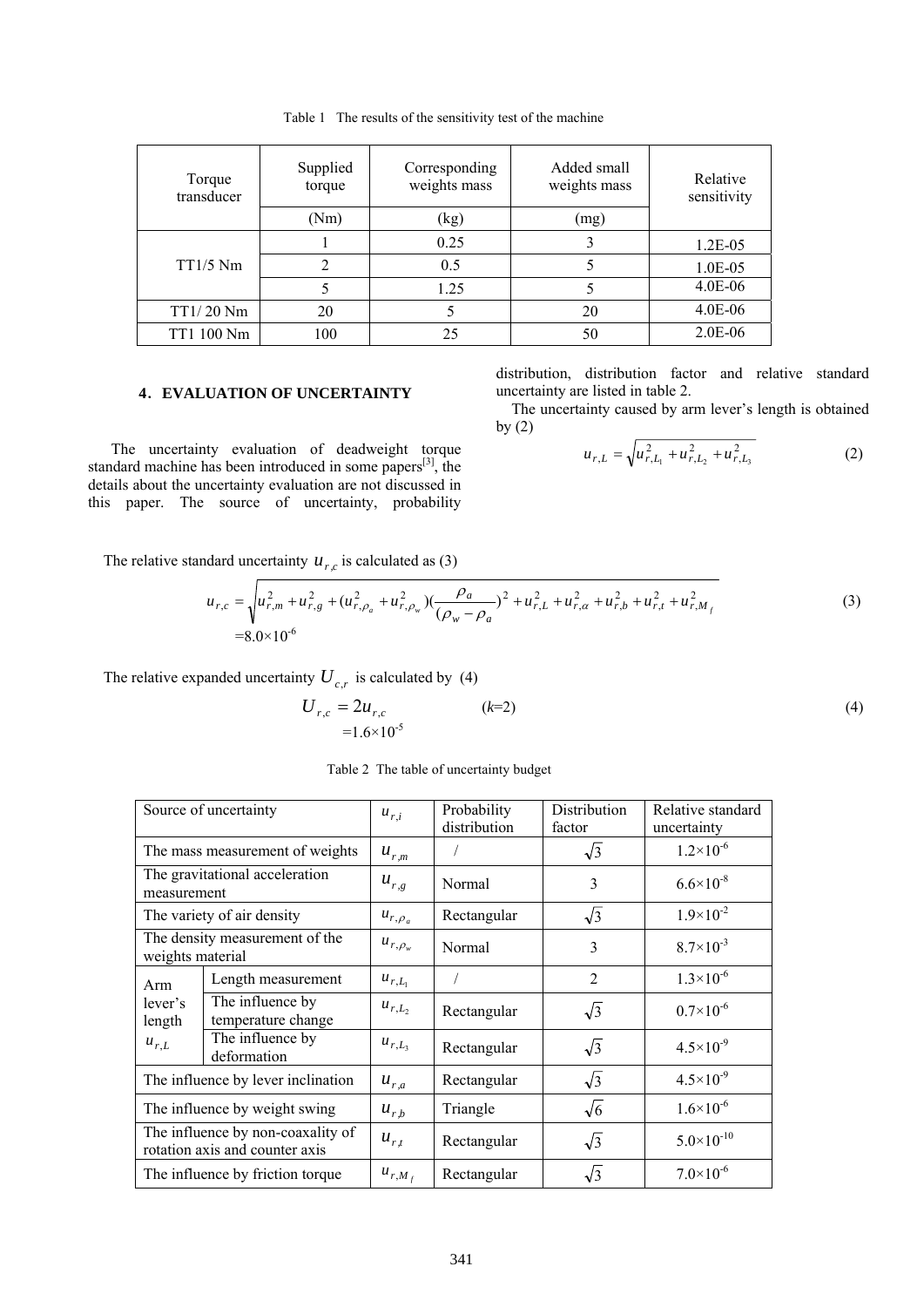Table 1 The results of the sensitivity test of the machine

| Torque transducer | Supplied torque | Corresponding weights mass | Added small weights mass | Relative sensitivity |
|---|---|---|---|---|
| | (Nm) | (kg) | (mg) | |
| TT1/5 Nm | 1 | 0.25 | 3 | 1.2E-05 |
| | 2 | 0.5 | 5 | 1.0E-05 |
| | 5 | 1.25 | 5 | 4.0E-06 |
| TT1/ 20 Nm | 20 | 5 | 20 | 4.0E-06 |
| TT1 100 Nm | 100 | 25 | 50 | 2.0E-06 |

## 4. EVALUATION OF UNCERTAINTY

The uncertainty evaluation of deadweight torque standard machine has been introduced in some papers[3], the details about the uncertainty evaluation are not discussed in this paper. The source of uncertainty, probability distribution, distribution factor and relative standard uncertainty are listed in table 2.

The uncertainty caused by arm lever's length is obtained by (2)

$$u_{r,L} = \sqrt{u_{r,L_1}^2 + u_{r,L_2}^2 + u_{r,L_3}^2} \tag{2}$$

The relative standard uncertainty $u_{r,c}$ is calculated as (3)

$$u_{r,c} = \sqrt{u_{r,m}^2 + u_{r,g}^2 + (u_{r,\rho_a}^2 + u_{r,\rho_w}^2)\left(\frac{\rho_a}{(\rho_w - \rho_a}\right)^2 + u_{r,L}^2 + u_{r,\alpha}^2 + u_{r,b}^2 + u_{r,t}^2 + u_{r,M_f}^2} \tag{3}$$

$$=8.0\times10^{-6}$$

The relative expanded uncertainty $U_{c,r}$ is calculated by (4)

$$U_{r,c} = 2u_{r,c} \qquad (k=2) \tag{4}$$

$$=1.6\times10^{-5}$$

Table 2 The table of uncertainty budget

| Source of uncertainty | | $u_{r,i}$ | Probability distribution | Distribution factor | Relative standard uncertainty |
|---|---|---|---|---|---|
| The mass measurement of weights | | $u_{r,m}$ | / | $\sqrt{3}$ | $1.2\times10^{-6}$ |
| The gravitational acceleration measurement | | $u_{r,g}$ | Normal | 3 | $6.6\times10^{-8}$ |
| The variety of air density | | $u_{r,\rho_a}$ | Rectangular | $\sqrt{3}$ | $1.9\times10^{-2}$ |
| The density measurement of the weights material | | $u_{r,\rho_w}$ | Normal | 3 | $8.7\times10^{-3}$ |
| Arm lever's length $u_{r,L}$ | Length measurement | $u_{r,L_1}$ | / | 2 | $1.3\times10^{-6}$ |
| | The influence by temperature change | $u_{r,L_2}$ | Rectangular | $\sqrt{3}$ | $0.7\times10^{-6}$ |
| | The influence by deformation | $u_{r,L_3}$ | Rectangular | $\sqrt{3}$ | $4.5\times10^{-9}$ |
| The influence by lever inclination | | $u_{r,a}$ | Rectangular | $\sqrt{3}$ | $4.5\times10^{-9}$ |
| The influence by weight swing | | $u_{r,b}$ | Triangle | $\sqrt{6}$ | $1.6\times10^{-6}$ |
| The influence by non-coaxality of rotation axis and counter axis | | $u_{r,t}$ | Rectangular | $\sqrt{3}$ | $5.0\times10^{-10}$ |
| The influence by friction torque | | $u_{r,M_f}$ | Rectangular | $\sqrt{3}$ | $7.0\times10^{-6}$ |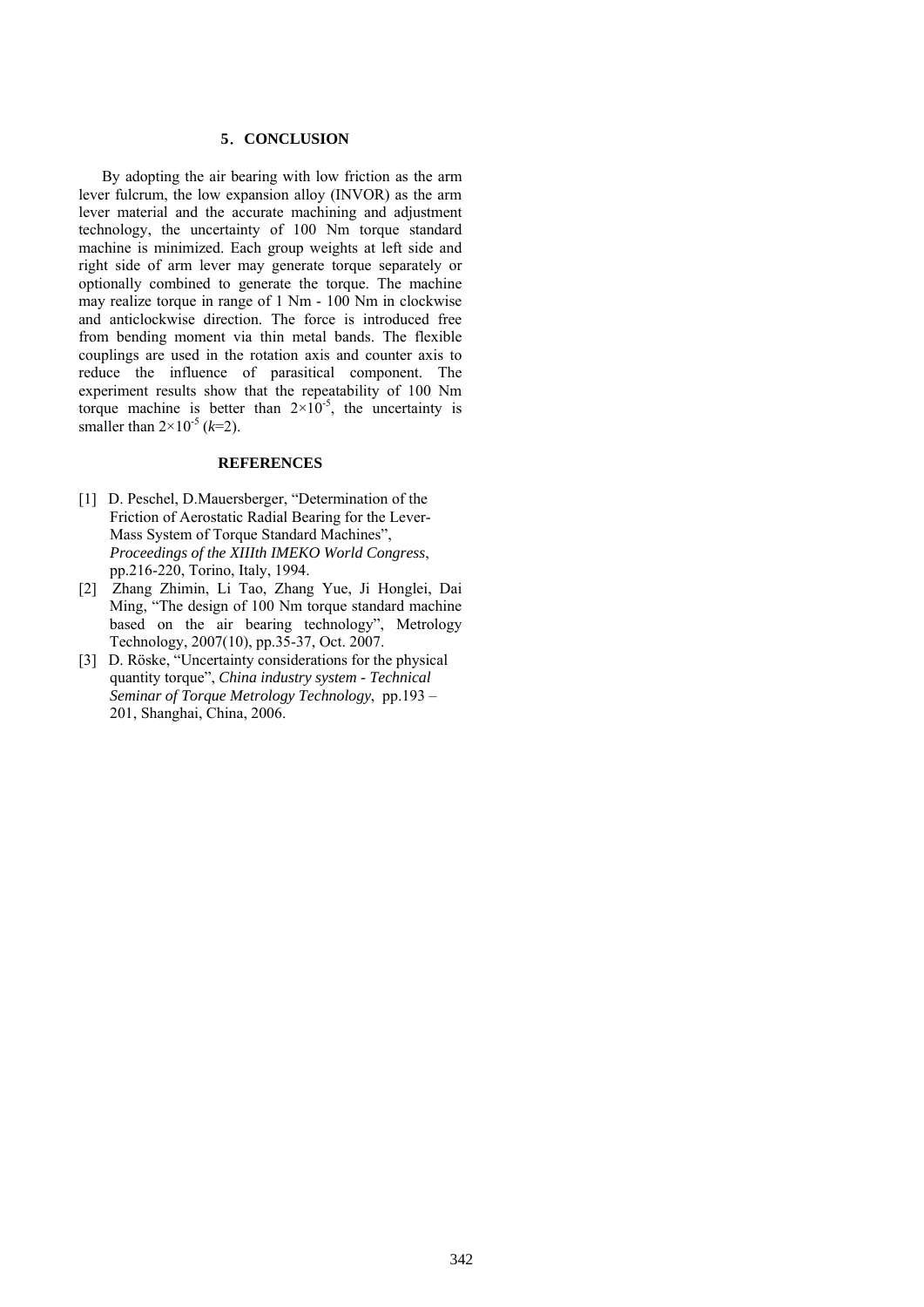## 5. CONCLUSION

By adopting the air bearing with low friction as the arm lever fulcrum, the low expansion alloy (INVOR) as the arm lever material and the accurate machining and adjustment technology, the uncertainty of 100 Nm torque standard machine is minimized. Each group weights at left side and right side of arm lever may generate torque separately or optionally combined to generate the torque. The machine may realize torque in range of 1 Nm - 100 Nm in clockwise and anticlockwise direction. The force is introduced free from bending moment via thin metal bands. The flexible couplings are used in the rotation axis and counter axis to reduce the influence of parasitical component. The experiment results show that the repeatability of 100 Nm torque machine is better than $2\times10^{-5}$, the uncertainty is smaller than $2\times10^{-5}$ ($k$=2).

## REFERENCES

[1] D. Peschel, D.Mauersberger, "Determination of the Friction of Aerostatic Radial Bearing for the Lever-Mass System of Torque Standard Machines", *Proceedings of the XIIIth IMEKO World Congress*, pp.216-220, Torino, Italy, 1994.

[2] Zhang Zhimin, Li Tao, Zhang Yue, Ji Honglei, Dai Ming, "The design of 100 Nm torque standard machine based on the air bearing technology", Metrology Technology, 2007(10), pp.35-37, Oct. 2007.

[3] D. Röske, "Uncertainty considerations for the physical quantity torque", *China industry system - Technical Seminar of Torque Metrology Technology*, pp.193 – 201, Shanghai, China, 2006.